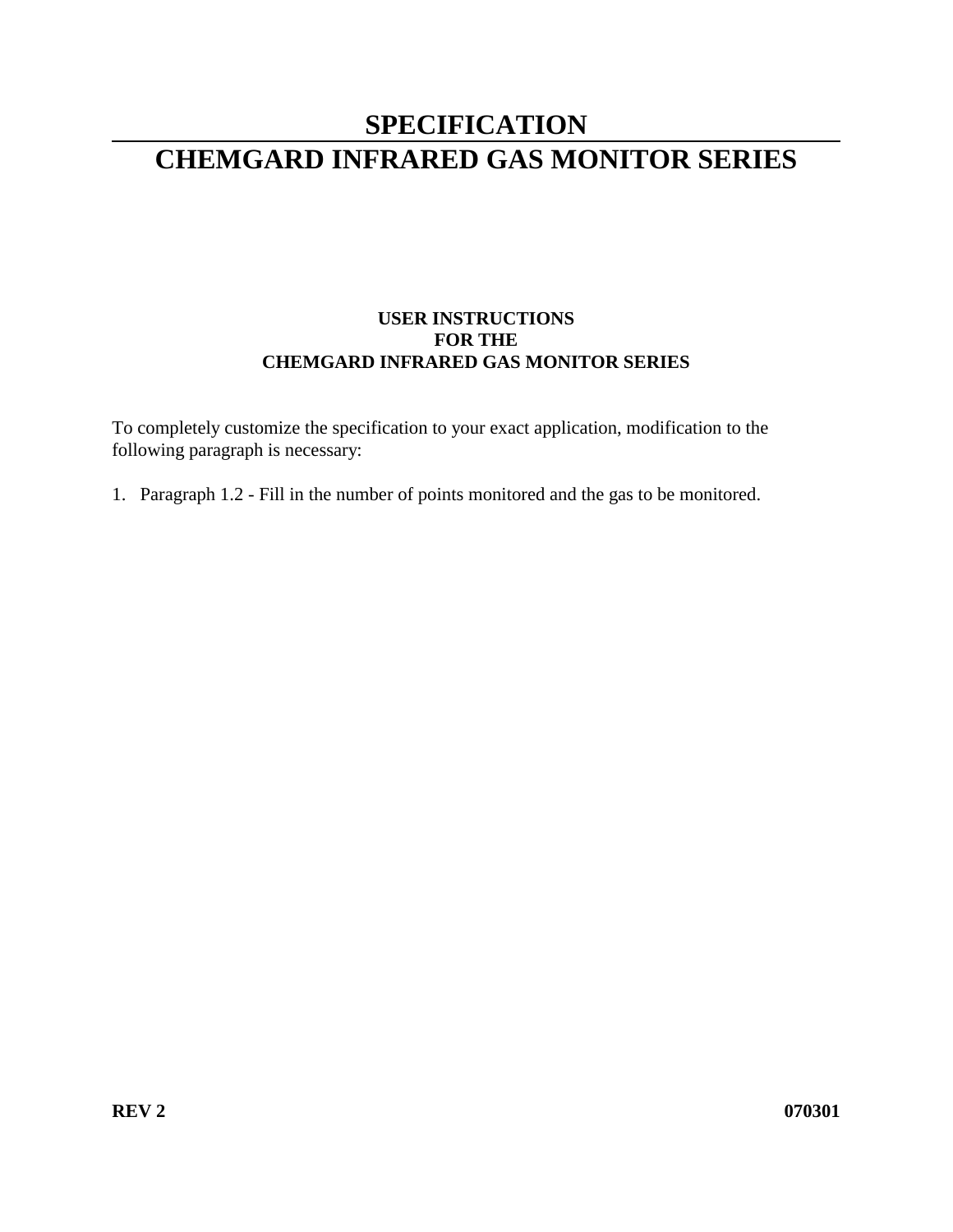# SPECIFICATION

# CHEMGARD INFRARED GAS MONITOR SERIES

**USER INSTRUCTIONS**
**FOR THE**
**CHEMGARD INFRARED GAS MONITOR SERIES**

To completely customize the specification to your exact application, modification to the following paragraph is necessary:

1. Paragraph 1.2 - Fill in the number of points monitored and the gas to be monitored.

**REV 2** **070301**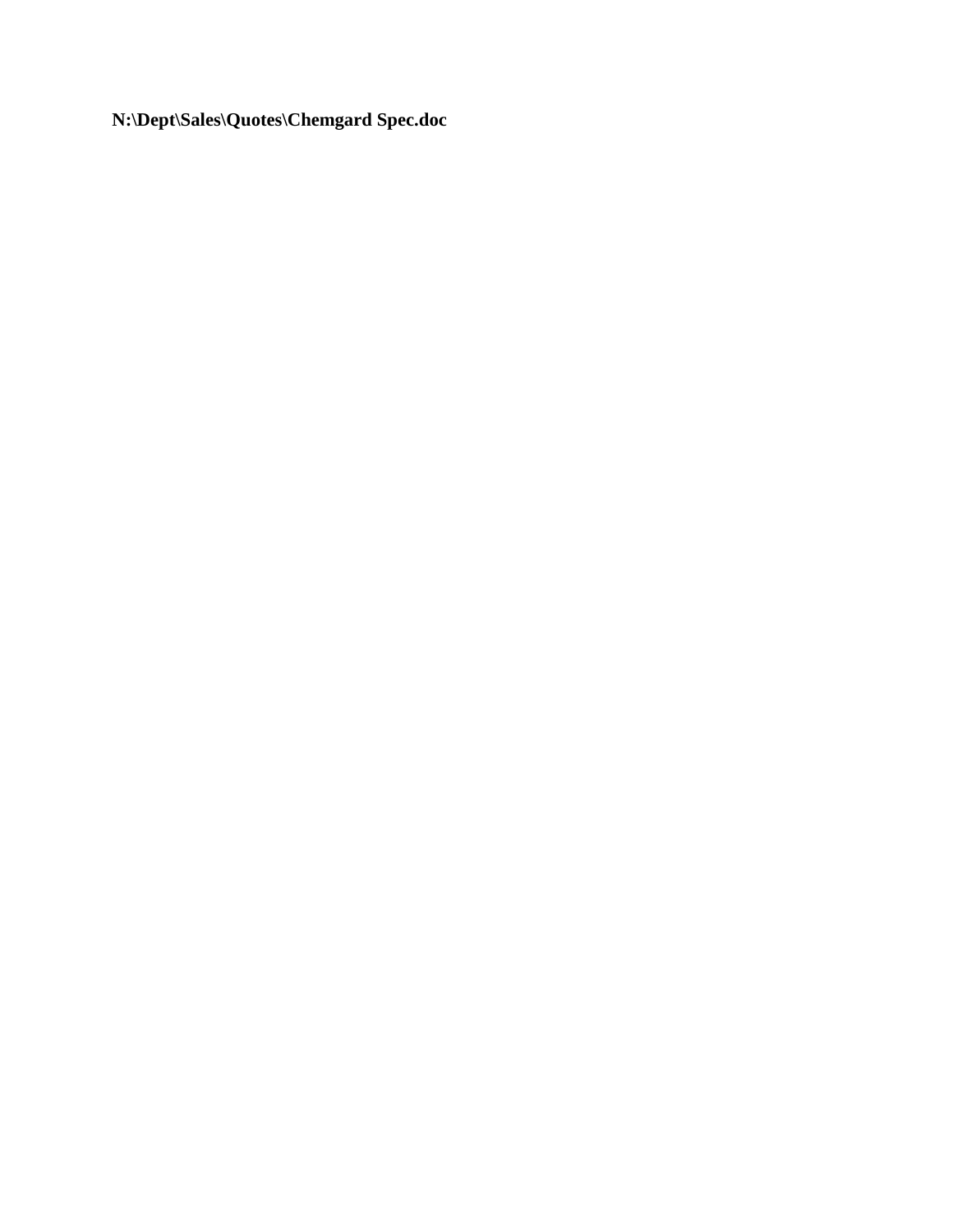**N:\Dept\Sales\Quotes\Chemgard Spec.doc**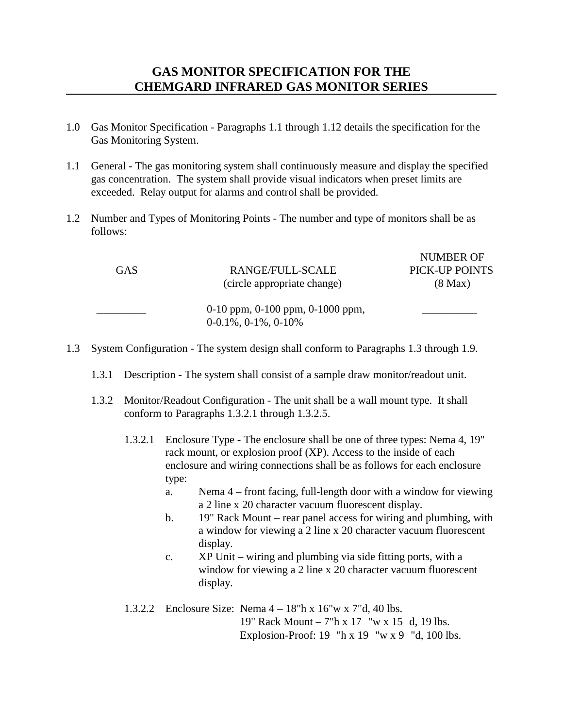# GAS MONITOR SPECIFICATION FOR THE CHEMGARD INFRARED GAS MONITOR SERIES

1.0 Gas Monitor Specification - Paragraphs 1.1 through 1.12 details the specification for the Gas Monitoring System.

1.1 General - The gas monitoring system shall continuously measure and display the specified gas concentration. The system shall provide visual indicators when preset limits are exceeded. Relay output for alarms and control shall be provided.

1.2 Number and Types of Monitoring Points - The number and type of monitors shall be as follows:

| GAS | RANGE/FULL-SCALE (circle appropriate change) | NUMBER OF PICK-UP POINTS (8 Max) |
|---|---|---|
| _________ | 0-10 ppm, 0-100 ppm, 0-1000 ppm, 0-0.1%, 0-1%, 0-10% | __________ |

1.3 System Configuration - The system design shall conform to Paragraphs 1.3 through 1.9.

1.3.1 Description - The system shall consist of a sample draw monitor/readout unit.

1.3.2 Monitor/Readout Configuration - The unit shall be a wall mount type. It shall conform to Paragraphs 1.3.2.1 through 1.3.2.5.

1.3.2.1 Enclosure Type - The enclosure shall be one of three types: Nema 4, 19" rack mount, or explosion proof (XP). Access to the inside of each enclosure and wiring connections shall be as follows for each enclosure type:

a. Nema 4 – front facing, full-length door with a window for viewing a 2 line x 20 character vacuum fluorescent display.

b. 19" Rack Mount – rear panel access for wiring and plumbing, with a window for viewing a 2 line x 20 character vacuum fluorescent display.

c. XP Unit – wiring and plumbing via side fitting ports, with a window for viewing a 2 line x 20 character vacuum fluorescent display.

1.3.2.2 Enclosure Size: Nema 4 – 18"h x 16"w x 7"d, 40 lbs.
19" Rack Mount – 7"h x 17 "w x 15 d, 19 lbs.
Explosion-Proof: 19 "h x 19 "w x 9 "d, 100 lbs.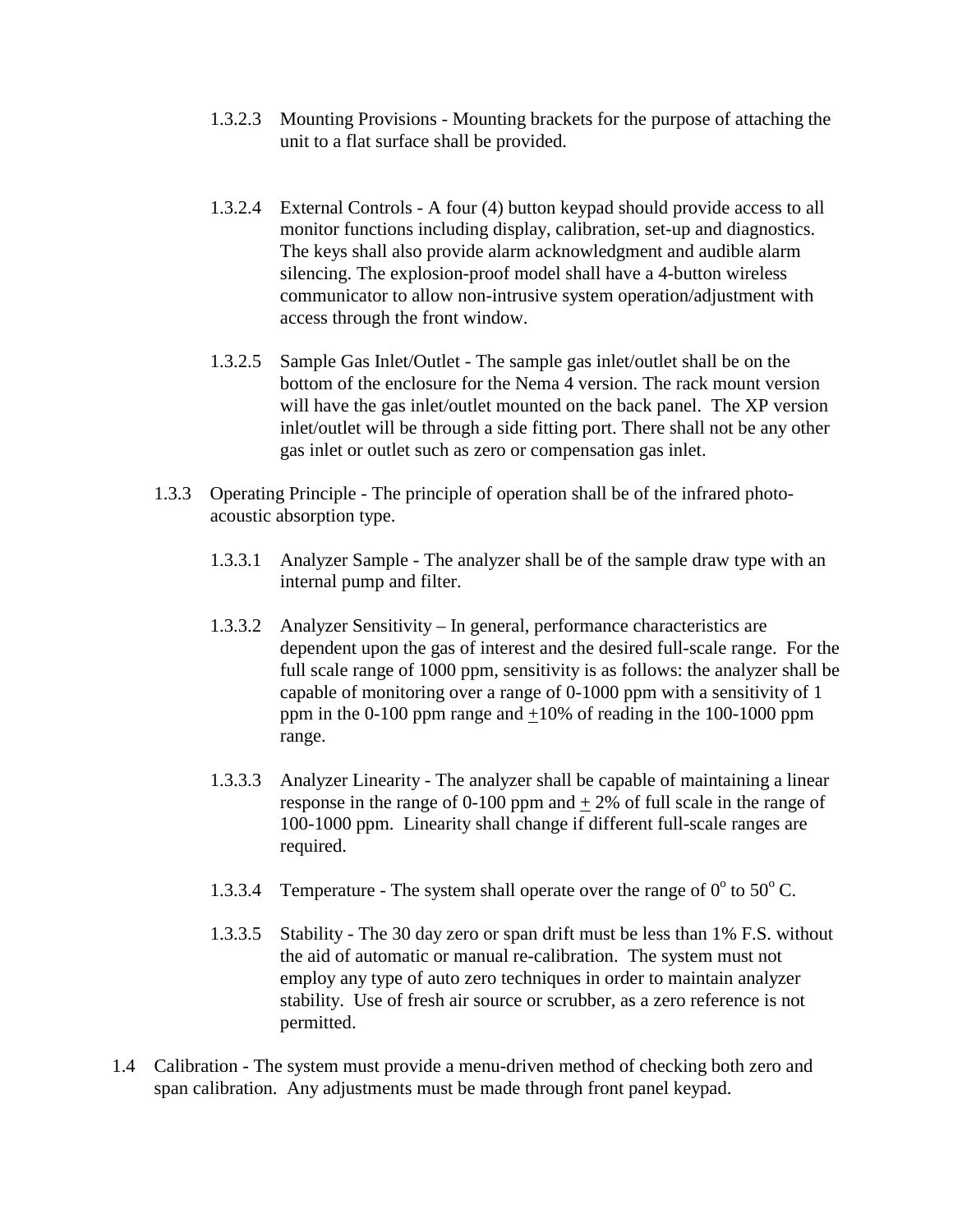1.3.2.3 Mounting Provisions - Mounting brackets for the purpose of attaching the unit to a flat surface shall be provided.

1.3.2.4 External Controls - A four (4) button keypad should provide access to all monitor functions including display, calibration, set-up and diagnostics. The keys shall also provide alarm acknowledgment and audible alarm silencing. The explosion-proof model shall have a 4-button wireless communicator to allow non-intrusive system operation/adjustment with access through the front window.

1.3.2.5 Sample Gas Inlet/Outlet - The sample gas inlet/outlet shall be on the bottom of the enclosure for the Nema 4 version. The rack mount version will have the gas inlet/outlet mounted on the back panel. The XP version inlet/outlet will be through a side fitting port. There shall not be any other gas inlet or outlet such as zero or compensation gas inlet.

1.3.3 Operating Principle - The principle of operation shall be of the infrared photo-acoustic absorption type.

1.3.3.1 Analyzer Sample - The analyzer shall be of the sample draw type with an internal pump and filter.

1.3.3.2 Analyzer Sensitivity – In general, performance characteristics are dependent upon the gas of interest and the desired full-scale range. For the full scale range of 1000 ppm, sensitivity is as follows: the analyzer shall be capable of monitoring over a range of 0-1000 ppm with a sensitivity of 1 ppm in the 0-100 ppm range and ±10% of reading in the 100-1000 ppm range.

1.3.3.3 Analyzer Linearity - The analyzer shall be capable of maintaining a linear response in the range of 0-100 ppm and ± 2% of full scale in the range of 100-1000 ppm. Linearity shall change if different full-scale ranges are required.

1.3.3.4 Temperature - The system shall operate over the range of $0^{o}$ to $50^{o}$ C.

1.3.3.5 Stability - The 30 day zero or span drift must be less than 1% F.S. without the aid of automatic or manual re-calibration. The system must not employ any type of auto zero techniques in order to maintain analyzer stability. Use of fresh air source or scrubber, as a zero reference is not permitted.

1.4 Calibration - The system must provide a menu-driven method of checking both zero and span calibration. Any adjustments must be made through front panel keypad.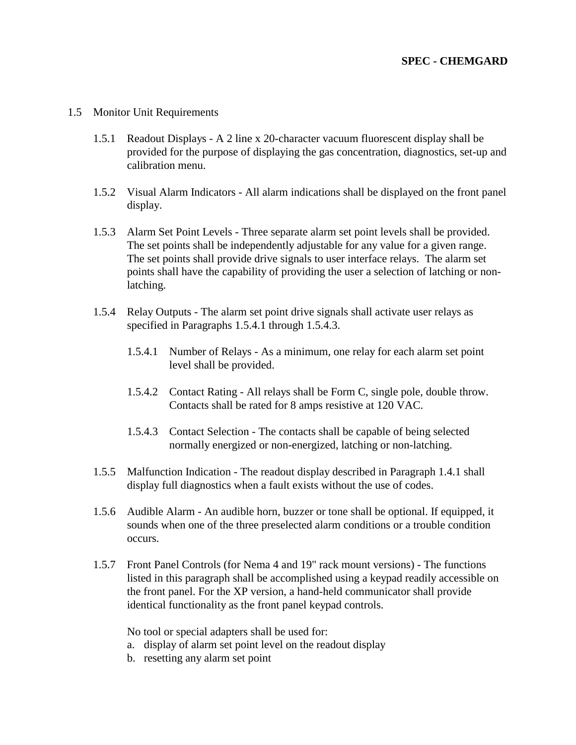1.5 Monitor Unit Requirements

1.5.1 Readout Displays - A 2 line x 20-character vacuum fluorescent display shall be provided for the purpose of displaying the gas concentration, diagnostics, set-up and calibration menu.

1.5.2 Visual Alarm Indicators - All alarm indications shall be displayed on the front panel display.

1.5.3 Alarm Set Point Levels - Three separate alarm set point levels shall be provided. The set points shall be independently adjustable for any value for a given range. The set points shall provide drive signals to user interface relays. The alarm set points shall have the capability of providing the user a selection of latching or non-latching.

1.5.4 Relay Outputs - The alarm set point drive signals shall activate user relays as specified in Paragraphs 1.5.4.1 through 1.5.4.3.

1.5.4.1 Number of Relays - As a minimum, one relay for each alarm set point level shall be provided.

1.5.4.2 Contact Rating - All relays shall be Form C, single pole, double throw. Contacts shall be rated for 8 amps resistive at 120 VAC.

1.5.4.3 Contact Selection - The contacts shall be capable of being selected normally energized or non-energized, latching or non-latching.

1.5.5 Malfunction Indication - The readout display described in Paragraph 1.4.1 shall display full diagnostics when a fault exists without the use of codes.

1.5.6 Audible Alarm - An audible horn, buzzer or tone shall be optional. If equipped, it sounds when one of the three preselected alarm conditions or a trouble condition occurs.

1.5.7 Front Panel Controls (for Nema 4 and 19" rack mount versions) - The functions listed in this paragraph shall be accomplished using a keypad readily accessible on the front panel. For the XP version, a hand-held communicator shall provide identical functionality as the front panel keypad controls.

No tool or special adapters shall be used for:

a. display of alarm set point level on the readout display
b. resetting any alarm set point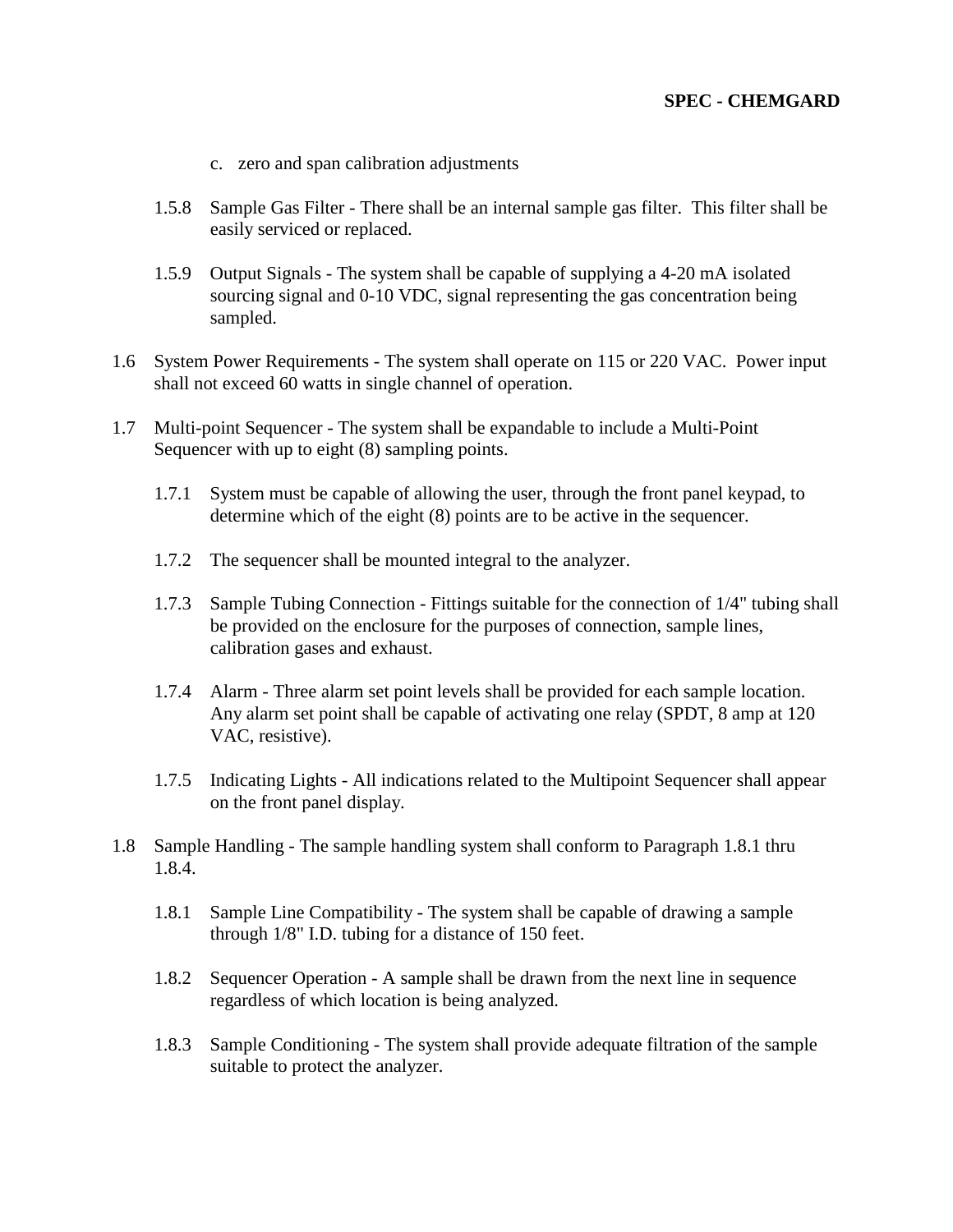c. zero and span calibration adjustments

1.5.8 Sample Gas Filter - There shall be an internal sample gas filter. This filter shall be easily serviced or replaced.

1.5.9 Output Signals - The system shall be capable of supplying a 4-20 mA isolated sourcing signal and 0-10 VDC, signal representing the gas concentration being sampled.

1.6 System Power Requirements - The system shall operate on 115 or 220 VAC. Power input shall not exceed 60 watts in single channel of operation.

1.7 Multi-point Sequencer - The system shall be expandable to include a Multi-Point Sequencer with up to eight (8) sampling points.

1.7.1 System must be capable of allowing the user, through the front panel keypad, to determine which of the eight (8) points are to be active in the sequencer.

1.7.2 The sequencer shall be mounted integral to the analyzer.

1.7.3 Sample Tubing Connection - Fittings suitable for the connection of 1/4" tubing shall be provided on the enclosure for the purposes of connection, sample lines, calibration gases and exhaust.

1.7.4 Alarm - Three alarm set point levels shall be provided for each sample location. Any alarm set point shall be capable of activating one relay (SPDT, 8 amp at 120 VAC, resistive).

1.7.5 Indicating Lights - All indications related to the Multipoint Sequencer shall appear on the front panel display.

1.8 Sample Handling - The sample handling system shall conform to Paragraph 1.8.1 thru 1.8.4.

1.8.1 Sample Line Compatibility - The system shall be capable of drawing a sample through 1/8" I.D. tubing for a distance of 150 feet.

1.8.2 Sequencer Operation - A sample shall be drawn from the next line in sequence regardless of which location is being analyzed.

1.8.3 Sample Conditioning - The system shall provide adequate filtration of the sample suitable to protect the analyzer.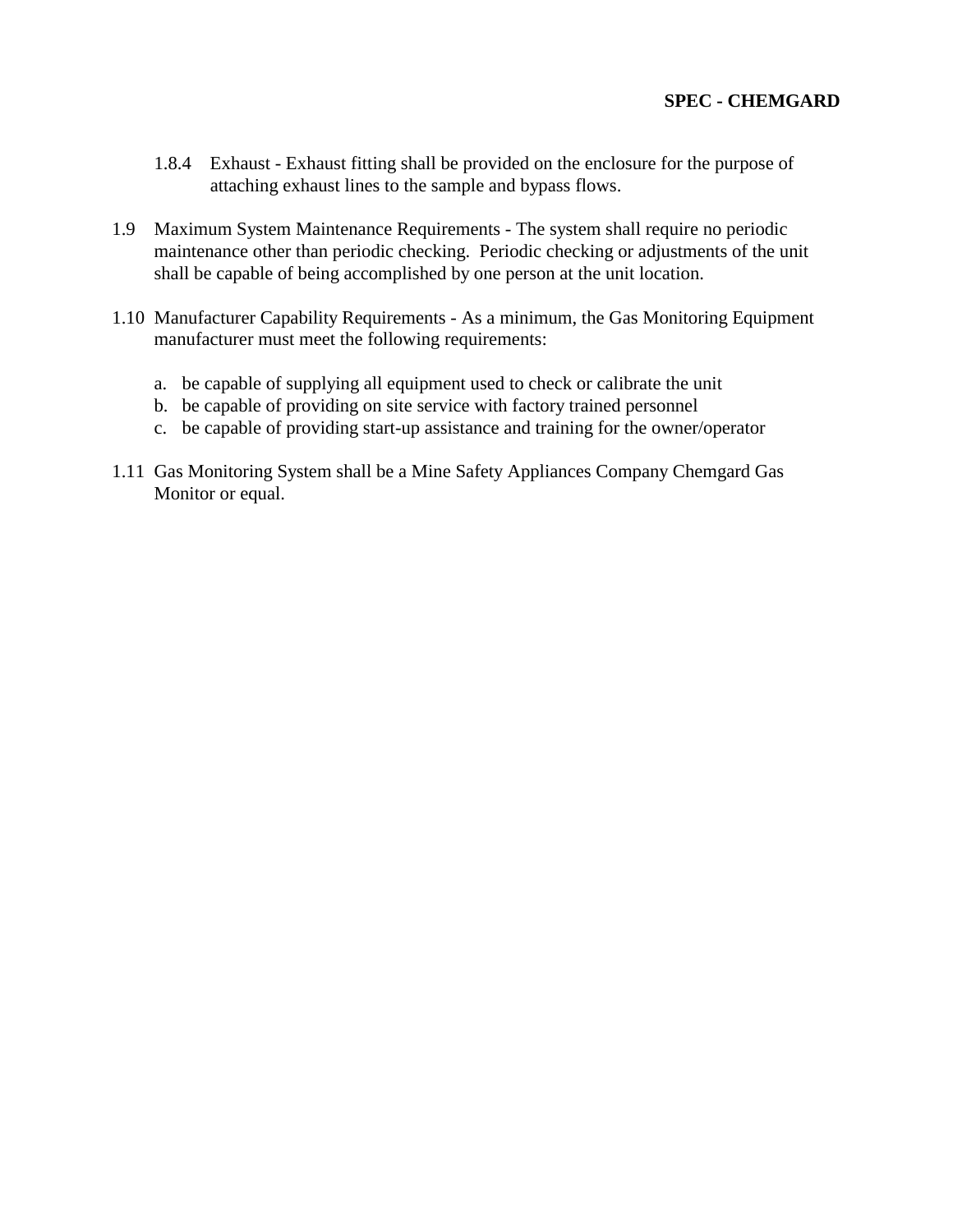1.8.4 Exhaust - Exhaust fitting shall be provided on the enclosure for the purpose of attaching exhaust lines to the sample and bypass flows.

1.9 Maximum System Maintenance Requirements - The system shall require no periodic maintenance other than periodic checking. Periodic checking or adjustments of the unit shall be capable of being accomplished by one person at the unit location.

1.10 Manufacturer Capability Requirements - As a minimum, the Gas Monitoring Equipment manufacturer must meet the following requirements:

a. be capable of supplying all equipment used to check or calibrate the unit
b. be capable of providing on site service with factory trained personnel
c. be capable of providing start-up assistance and training for the owner/operator

1.11 Gas Monitoring System shall be a Mine Safety Appliances Company Chemgard Gas Monitor or equal.